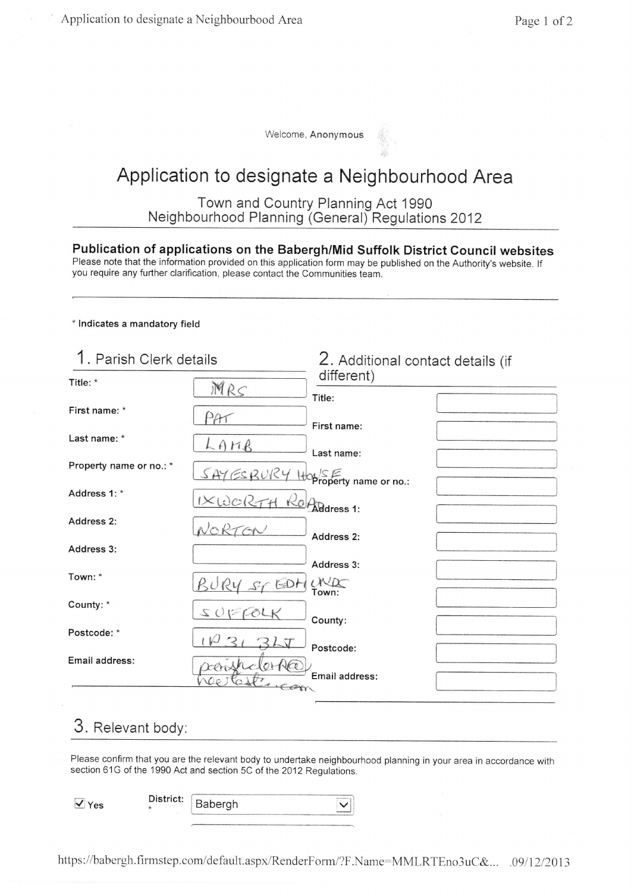Welcome, Anonymous

# Application to designate a Neighbourhood Area

Town and Country Planning Act 1990
Neighbourhood Planning (General) Regulations 2012

**Publication of applications on the Babergh/Mid Suffolk District Council websites**
Please note that the information provided on this application form may be published on the Authority's website. If you require any further clarification, please contact the Communities team.

**\* Indicates a mandatory field**

## 1. Parish Clerk details

| Field | Value |
|---|---|
| Title: * | MRS |
| First name: * | PAT |
| Last name: * | LAMB |
| Property name or no.: * | SAYESBURY HOUSE |
| Address 1: * | IXWORTH ROAD |
| Address 2: | NORTON |
| Address 3: | |
| Town: * | BURY ST EDMUNDS |
| County: * | SUFFOLK |
| Postcode: * | IP31 3LT |
| Email address: | parishclerk@hotmail.com |

## 2. Additional contact details (if different)

| Field | Value |
|---|---|
| Title: | |
| First name: | |
| Last name: | |
| Property name or no.: | |
| Address 1: | |
| Address 2: | |
| Address 3: | |
| Town: | |
| County: | |
| Postcode: | |
| Email address: | |

## 3. Relevant body:

Please confirm that you are the relevant body to undertake neighbourhood planning in your area in accordance with section 61G of the 1990 Act and section 5C of the 2012 Regulations.

☑ Yes

District: * Babergh

https://babergh.firmstep.com/default.aspx/RenderForm/?F.Name=MMLRTEno3uC&... 09/12/2013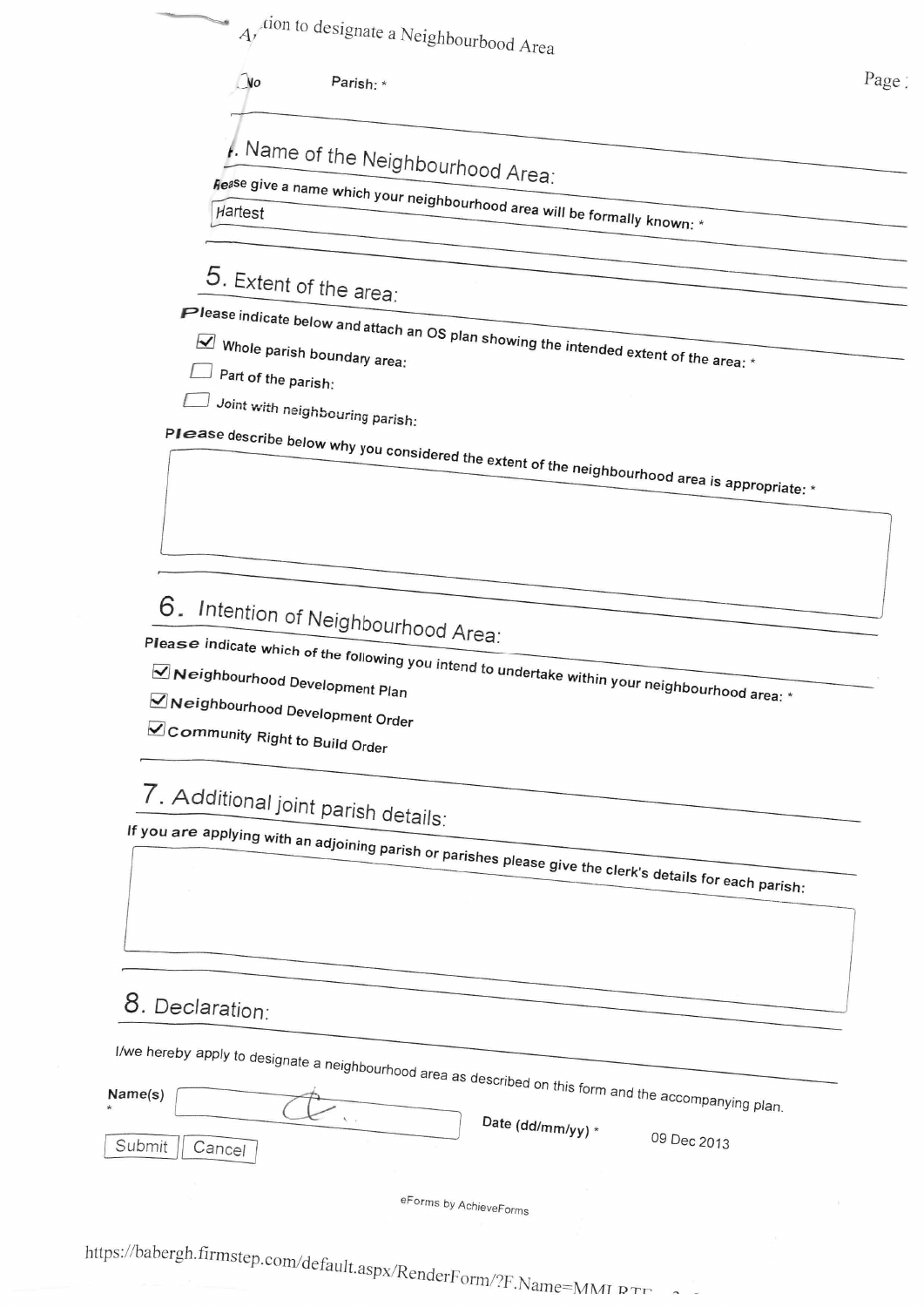Application to designate a Neighbourhood Area

No Parish: *

## 4. Name of the Neighbourhood Area:

Please give a name which your neighbourhood area will be formally known: *

Hartest

## 5. Extent of the area:

Please indicate below and attach an OS plan showing the intended extent of the area: *

- [x] Whole parish boundary area:
- [ ] Part of the parish:
- [ ] Joint with neighbouring parish:

Please describe below why you considered the extent of the neighbourhood area is appropriate: *

## 6. Intention of Neighbourhood Area:

Please indicate which of the following you intend to undertake within your neighbourhood area: *

- [x] Neighbourhood Development Plan
- [x] Neighbourhood Development Order
- [x] Community Right to Build Order

## 7. Additional joint parish details:

If you are applying with an adjoining parish or parishes please give the clerk's details for each parish:

## 8. Declaration:

I/we hereby apply to designate a neighbourhood area as described on this form and the accompanying plan.

Name(s) *

Date (dd/mm/yy) * 09 Dec 2013

Submit | Cancel

eForms by AchieveForms

https://babergh.firmstep.com/default.aspx/RenderForm/?F.Name=MMI RTF...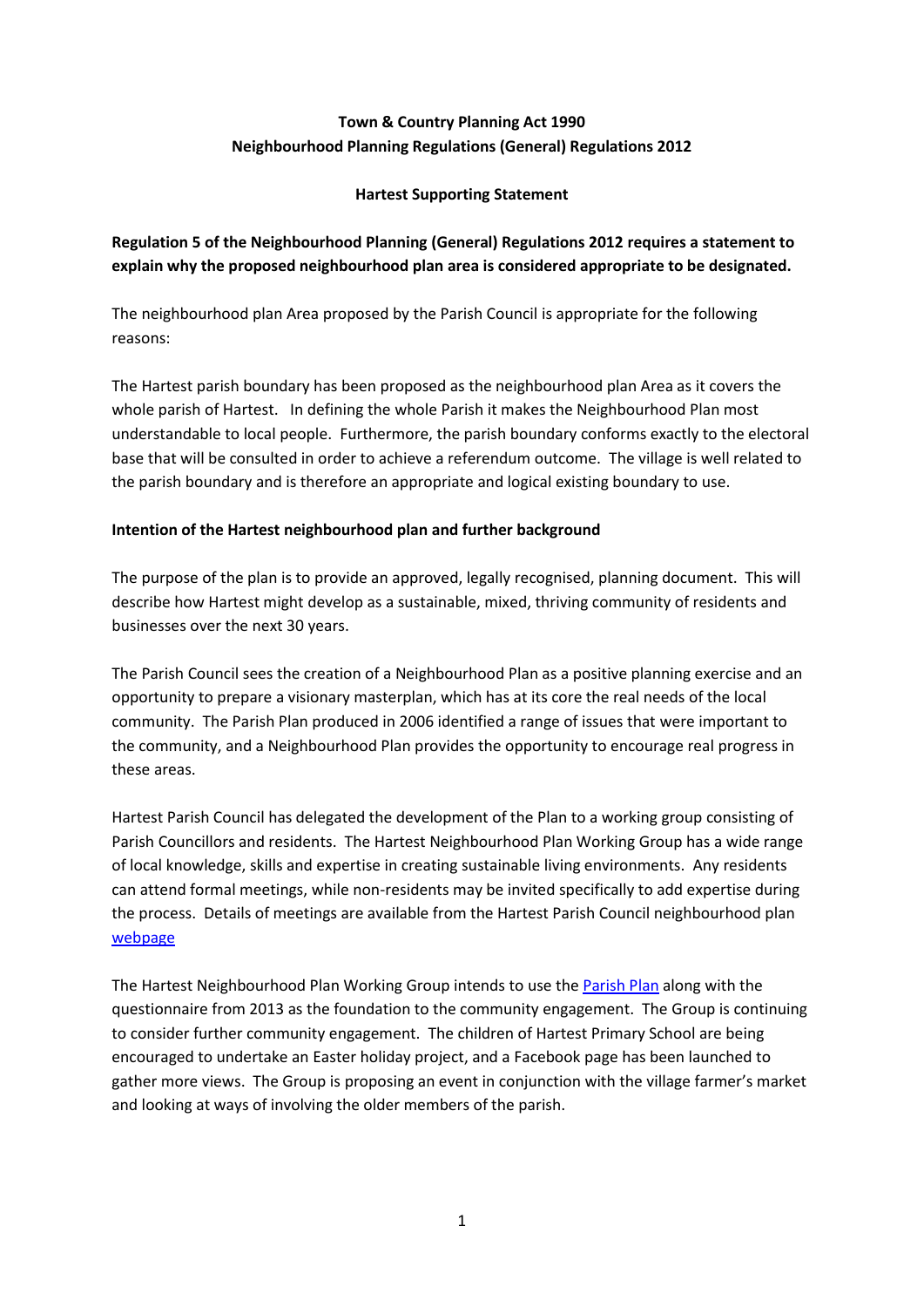**Town & Country Planning Act 1990**
**Neighbourhood Planning Regulations (General) Regulations 2012**

**Hartest Supporting Statement**

**Regulation 5 of the Neighbourhood Planning (General) Regulations 2012 requires a statement to explain why the proposed neighbourhood plan area is considered appropriate to be designated.**

The neighbourhood plan Area proposed by the Parish Council is appropriate for the following reasons:

The Hartest parish boundary has been proposed as the neighbourhood plan Area as it covers the whole parish of Hartest. In defining the whole Parish it makes the Neighbourhood Plan most understandable to local people. Furthermore, the parish boundary conforms exactly to the electoral base that will be consulted in order to achieve a referendum outcome. The village is well related to the parish boundary and is therefore an appropriate and logical existing boundary to use.

**Intention of the Hartest neighbourhood plan and further background**

The purpose of the plan is to provide an approved, legally recognised, planning document. This will describe how Hartest might develop as a sustainable, mixed, thriving community of residents and businesses over the next 30 years.

The Parish Council sees the creation of a Neighbourhood Plan as a positive planning exercise and an opportunity to prepare a visionary masterplan, which has at its core the real needs of the local community. The Parish Plan produced in 2006 identified a range of issues that were important to the community, and a Neighbourhood Plan provides the opportunity to encourage real progress in these areas.

Hartest Parish Council has delegated the development of the Plan to a working group consisting of Parish Councillors and residents. The Hartest Neighbourhood Plan Working Group has a wide range of local knowledge, skills and expertise in creating sustainable living environments. Any residents can attend formal meetings, while non-residents may be invited specifically to add expertise during the process. Details of meetings are available from the Hartest Parish Council neighbourhood plan webpage

The Hartest Neighbourhood Plan Working Group intends to use the Parish Plan along with the questionnaire from 2013 as the foundation to the community engagement. The Group is continuing to consider further community engagement. The children of Hartest Primary School are being encouraged to undertake an Easter holiday project, and a Facebook page has been launched to gather more views. The Group is proposing an event in conjunction with the village farmer's market and looking at ways of involving the older members of the parish.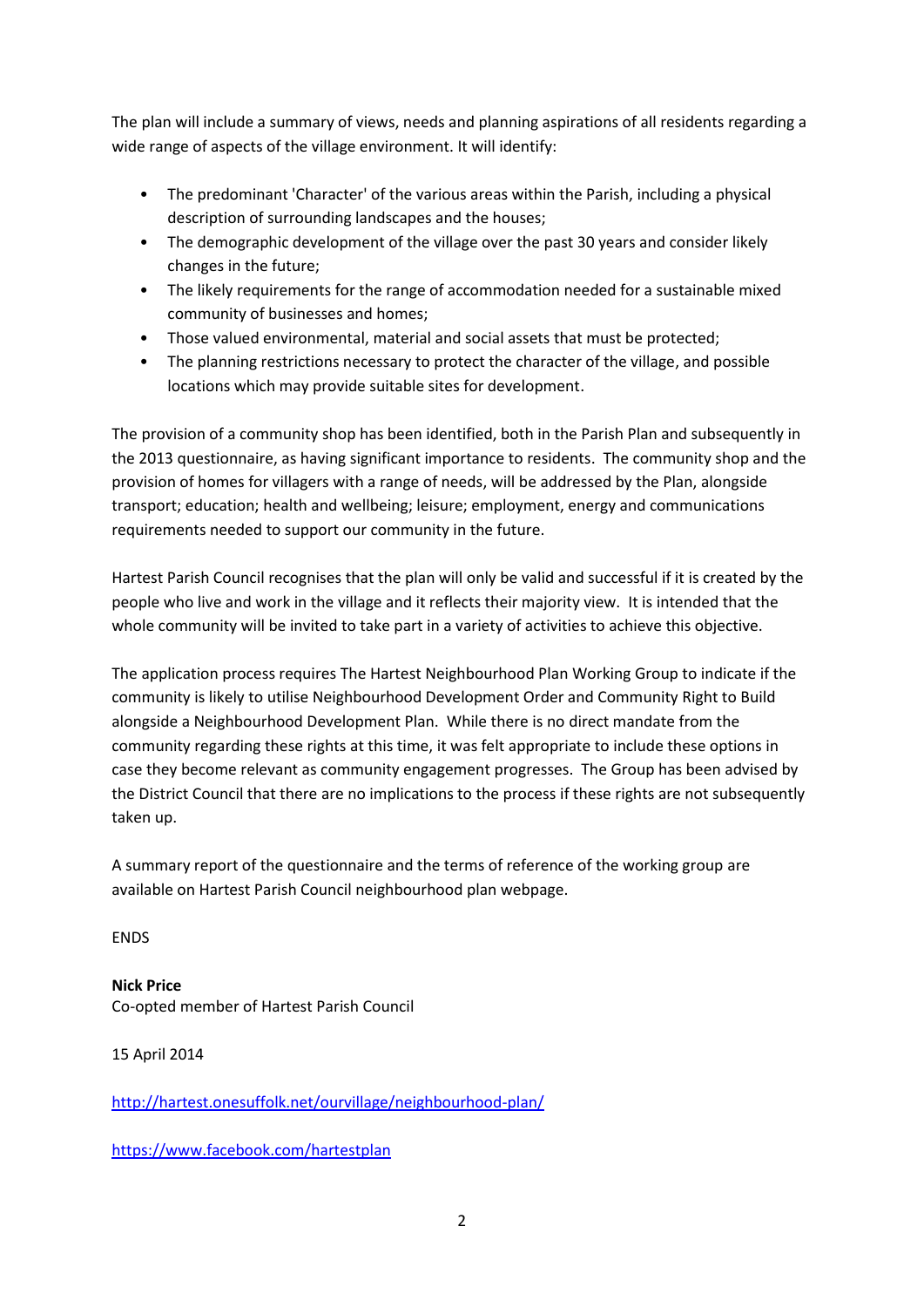The plan will include a summary of views, needs and planning aspirations of all residents regarding a wide range of aspects of the village environment. It will identify:

- The predominant 'Character' of the various areas within the Parish, including a physical description of surrounding landscapes and the houses;
- The demographic development of the village over the past 30 years and consider likely changes in the future;
- The likely requirements for the range of accommodation needed for a sustainable mixed community of businesses and homes;
- Those valued environmental, material and social assets that must be protected;
- The planning restrictions necessary to protect the character of the village, and possible locations which may provide suitable sites for development.

The provision of a community shop has been identified, both in the Parish Plan and subsequently in the 2013 questionnaire, as having significant importance to residents. The community shop and the provision of homes for villagers with a range of needs, will be addressed by the Plan, alongside transport; education; health and wellbeing; leisure; employment, energy and communications requirements needed to support our community in the future.

Hartest Parish Council recognises that the plan will only be valid and successful if it is created by the people who live and work in the village and it reflects their majority view. It is intended that the whole community will be invited to take part in a variety of activities to achieve this objective.

The application process requires The Hartest Neighbourhood Plan Working Group to indicate if the community is likely to utilise Neighbourhood Development Order and Community Right to Build alongside a Neighbourhood Development Plan. While there is no direct mandate from the community regarding these rights at this time, it was felt appropriate to include these options in case they become relevant as community engagement progresses. The Group has been advised by the District Council that there are no implications to the process if these rights are not subsequently taken up.

A summary report of the questionnaire and the terms of reference of the working group are available on Hartest Parish Council neighbourhood plan webpage.

ENDS

**Nick Price**
Co-opted member of Hartest Parish Council

15 April 2014

http://hartest.onesuffolk.net/ourvillage/neighbourhood-plan/

https://www.facebook.com/hartestplan